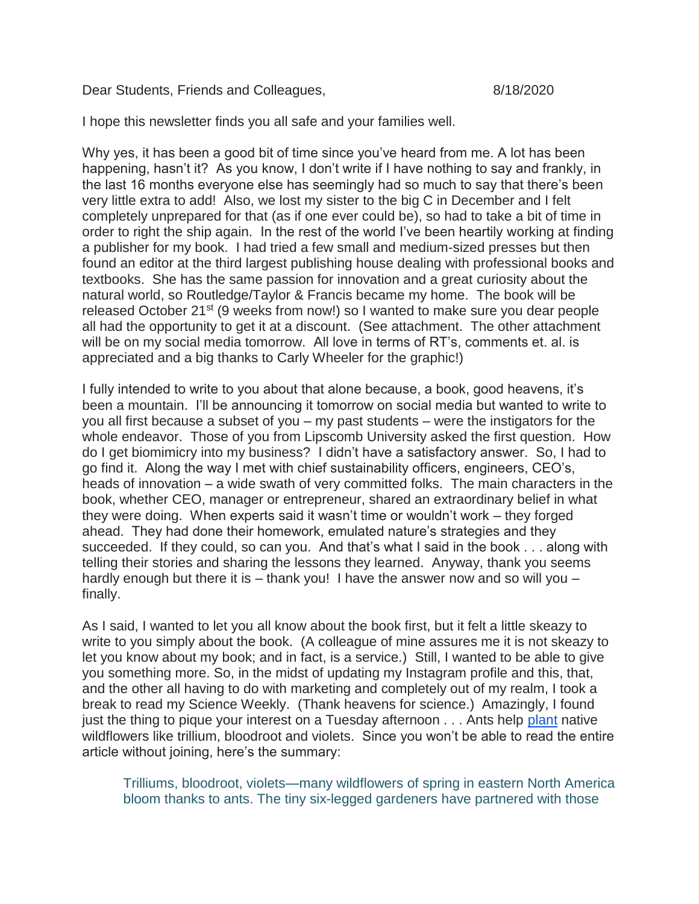Dear Students, Friends and Colleagues, 8/18/2020

I hope this newsletter finds you all safe and your families well.

Why yes, it has been a good bit of time since you've heard from me. A lot has been happening, hasn't it? As you know, I don't write if I have nothing to say and frankly, in the last 16 months everyone else has seemingly had so much to say that there's been very little extra to add! Also, we lost my sister to the big C in December and I felt completely unprepared for that (as if one ever could be), so had to take a bit of time in order to right the ship again. In the rest of the world I've been heartily working at finding a publisher for my book. I had tried a few small and medium-sized presses but then found an editor at the third largest publishing house dealing with professional books and textbooks. She has the same passion for innovation and a great curiosity about the natural world, so Routledge/Taylor & Francis became my home. The book will be released October 21st (9 weeks from now!) so I wanted to make sure you dear people all had the opportunity to get it at a discount. (See attachment. The other attachment will be on my social media tomorrow. All love in terms of RT's, comments et. al. is appreciated and a big thanks to Carly Wheeler for the graphic!)

I fully intended to write to you about that alone because, a book, good heavens, it's been a mountain. I'll be announcing it tomorrow on social media but wanted to write to you all first because a subset of you – my past students – were the instigators for the whole endeavor. Those of you from Lipscomb University asked the first question. How do I get biomimicry into my business? I didn't have a satisfactory answer. So, I had to go find it. Along the way I met with chief sustainability officers, engineers, CEO's, heads of innovation – a wide swath of very committed folks. The main characters in the book, whether CEO, manager or entrepreneur, shared an extraordinary belief in what they were doing. When experts said it wasn't time or wouldn't work – they forged ahead. They had done their homework, emulated nature's strategies and they succeeded. If they could, so can you. And that's what I said in the book . . . along with telling their stories and sharing the lessons they learned. Anyway, thank you seems hardly enough but there it is – thank you! I have the answer now and so will you – finally.

As I said, I wanted to let you all know about the book first, but it felt a little skeazy to write to you simply about the book. (A colleague of mine assures me it is not skeazy to let you know about my book; and in fact, is a service.) Still, I wanted to be able to give you something more. So, in the midst of updating my Instagram profile and this, that, and the other all having to do with marketing and completely out of my realm, I took a break to read my Science Weekly. (Thank heavens for science.) Amazingly, I found just the thing to pique your interest on a Tuesday afternoon . . . Ants help plant native wildflowers like trillium, bloodroot and violets. Since you won't be able to read the entire article without joining, here's the summary:

> Trilliums, bloodroot, violets—many wildflowers of spring in eastern North America bloom thanks to ants. The tiny six-legged gardeners have partnered with those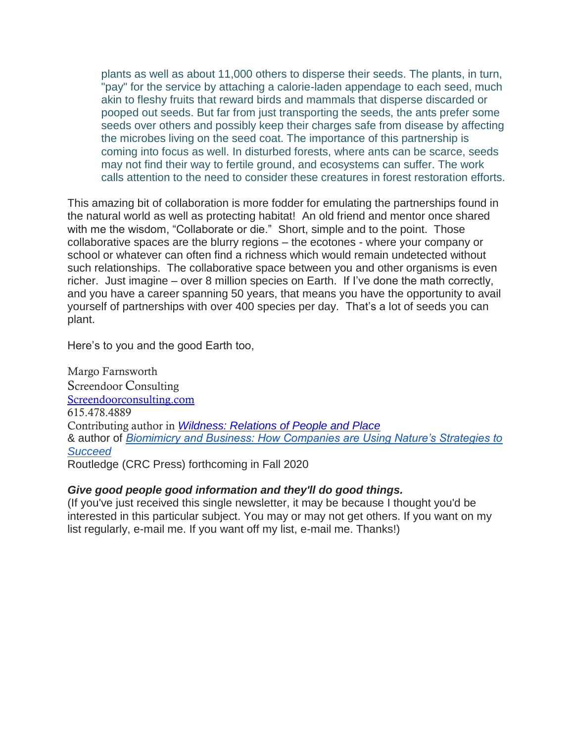> plants as well as about 11,000 others to disperse their seeds. The plants, in turn, "pay" for the service by attaching a calorie-laden appendage to each seed, much akin to fleshy fruits that reward birds and mammals that disperse discarded or pooped out seeds. But far from just transporting the seeds, the ants prefer some seeds over others and possibly keep their charges safe from disease by affecting the microbes living on the seed coat. The importance of this partnership is coming into focus as well. In disturbed forests, where ants can be scarce, seeds may not find their way to fertile ground, and ecosystems can suffer. The work calls attention to the need to consider these creatures in forest restoration efforts.

This amazing bit of collaboration is more fodder for emulating the partnerships found in the natural world as well as protecting habitat! An old friend and mentor once shared with me the wisdom, "Collaborate or die." Short, simple and to the point. Those collaborative spaces are the blurry regions – the ecotones - where your company or school or whatever can often find a richness which would remain undetected without such relationships. The collaborative space between you and other organisms is even richer. Just imagine – over 8 million species on Earth. If I've done the math correctly, and you have a career spanning 50 years, that means you have the opportunity to avail yourself of partnerships with over 400 species per day. That's a lot of seeds you can plant.

Here's to you and the good Earth too,

Margo Farnsworth
Screendoor Consulting
[Screendoorconsulting.com](Screendoorconsulting.com)
615.478.4889
Contributing author in [*Wildness: Relations of People and Place*]()
& author of [*Biomimicry and Business: How Companies are Using Nature's Strategies to Succeed*]()
Routledge (CRC Press) forthcoming in Fall 2020

***Give good people good information and they'll do good things.***
(If you've just received this single newsletter, it may be because I thought you'd be interested in this particular subject. You may or may not get others. If you want on my list regularly, e-mail me. If you want off my list, e-mail me. Thanks!)